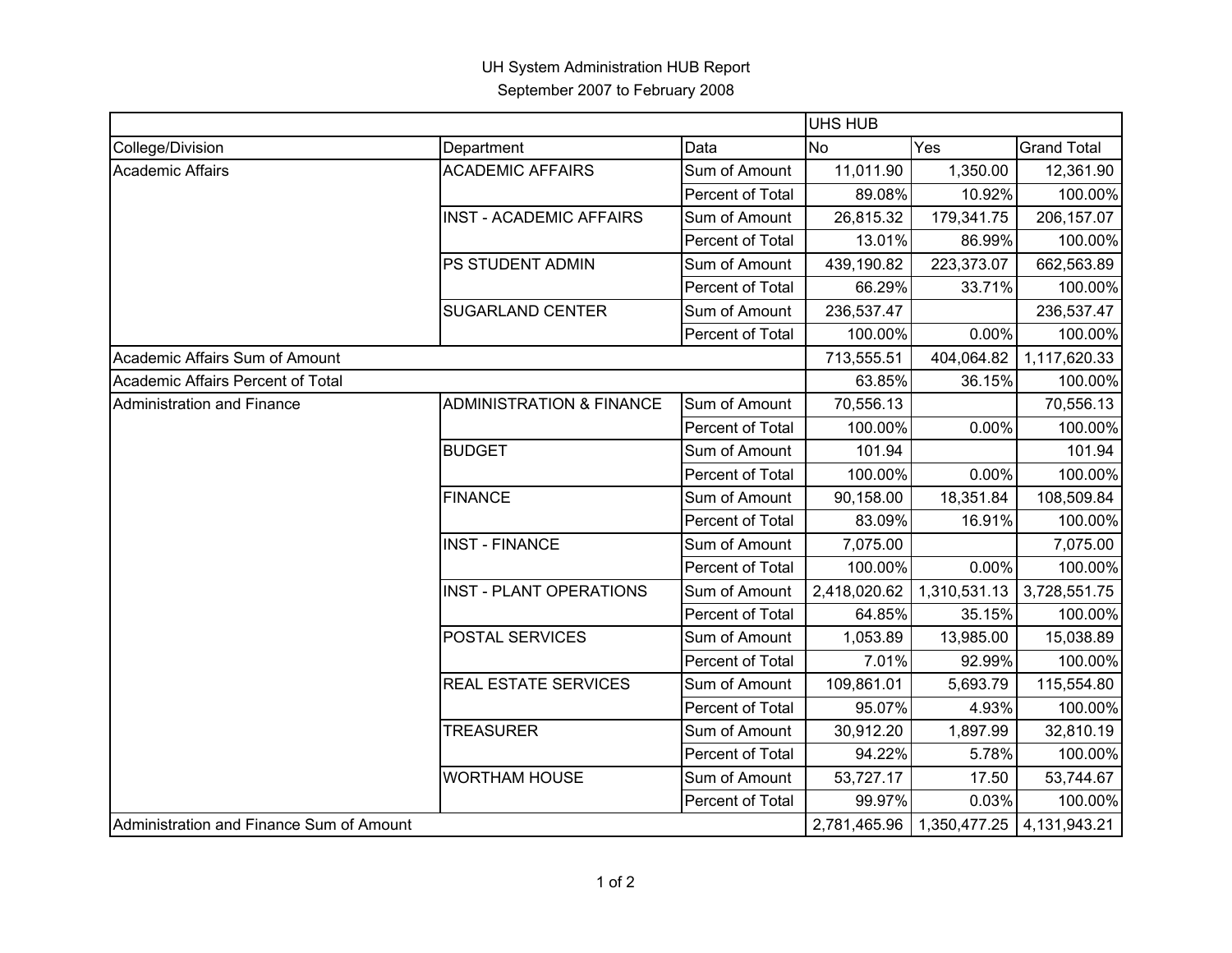# UH System Administration HUB Report

September 2007 to February 2008

| | | | UHS HUB | | |
|---|---|---|---|---|---|
| College/Division | Department | Data | No | Yes | Grand Total |
| Academic Affairs | ACADEMIC AFFAIRS | Sum of Amount | 11,011.90 | 1,350.00 | 12,361.90 |
| | | Percent of Total | 89.08% | 10.92% | 100.00% |
| | INST - ACADEMIC AFFAIRS | Sum of Amount | 26,815.32 | 179,341.75 | 206,157.07 |
| | | Percent of Total | 13.01% | 86.99% | 100.00% |
| | PS STUDENT ADMIN | Sum of Amount | 439,190.82 | 223,373.07 | 662,563.89 |
| | | Percent of Total | 66.29% | 33.71% | 100.00% |
| | SUGARLAND CENTER | Sum of Amount | 236,537.47 | | 236,537.47 |
| | | Percent of Total | 100.00% | 0.00% | 100.00% |
| Academic Affairs Sum of Amount | | | 713,555.51 | 404,064.82 | 1,117,620.33 |
| Academic Affairs Percent of Total | | | 63.85% | 36.15% | 100.00% |
| Administration and Finance | ADMINISTRATION & FINANCE | Sum of Amount | 70,556.13 | | 70,556.13 |
| | | Percent of Total | 100.00% | 0.00% | 100.00% |
| | BUDGET | Sum of Amount | 101.94 | | 101.94 |
| | | Percent of Total | 100.00% | 0.00% | 100.00% |
| | FINANCE | Sum of Amount | 90,158.00 | 18,351.84 | 108,509.84 |
| | | Percent of Total | 83.09% | 16.91% | 100.00% |
| | INST - FINANCE | Sum of Amount | 7,075.00 | | 7,075.00 |
| | | Percent of Total | 100.00% | 0.00% | 100.00% |
| | INST - PLANT OPERATIONS | Sum of Amount | 2,418,020.62 | 1,310,531.13 | 3,728,551.75 |
| | | Percent of Total | 64.85% | 35.15% | 100.00% |
| | POSTAL SERVICES | Sum of Amount | 1,053.89 | 13,985.00 | 15,038.89 |
| | | Percent of Total | 7.01% | 92.99% | 100.00% |
| | REAL ESTATE SERVICES | Sum of Amount | 109,861.01 | 5,693.79 | 115,554.80 |
| | | Percent of Total | 95.07% | 4.93% | 100.00% |
| | TREASURER | Sum of Amount | 30,912.20 | 1,897.99 | 32,810.19 |
| | | Percent of Total | 94.22% | 5.78% | 100.00% |
| | WORTHAM HOUSE | Sum of Amount | 53,727.17 | 17.50 | 53,744.67 |
| | | Percent of Total | 99.97% | 0.03% | 100.00% |
| Administration and Finance Sum of Amount | | | 2,781,465.96 | 1,350,477.25 | 4,131,943.21 |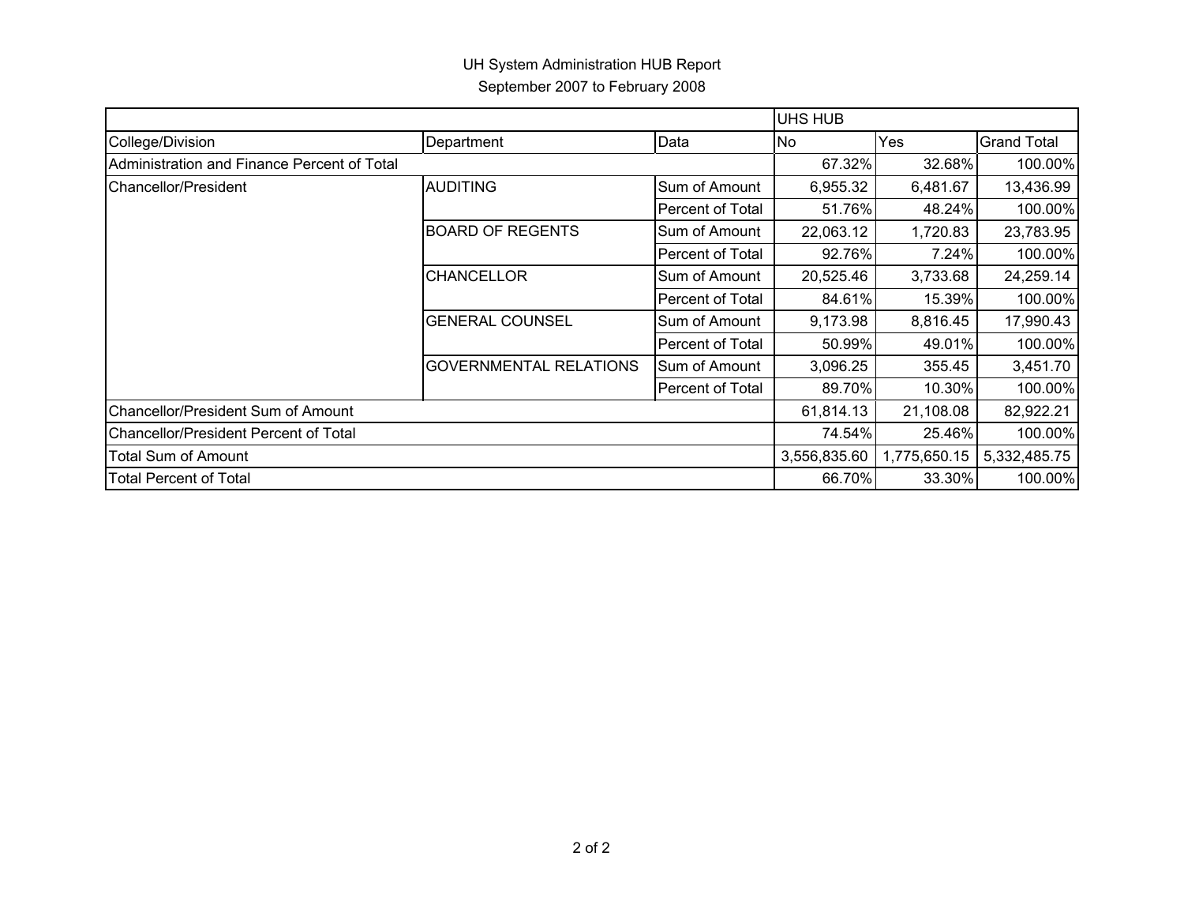UH System Administration HUB Report

September 2007 to February 2008

| | | | UHS HUB | | |
|---|---|---|---|---|---|
| College/Division | Department | Data | No | Yes | Grand Total |
| Administration and Finance Percent of Total | | | 67.32% | 32.68% | 100.00% |
| Chancellor/President | AUDITING | Sum of Amount | 6,955.32 | 6,481.67 | 13,436.99 |
| | | Percent of Total | 51.76% | 48.24% | 100.00% |
| | BOARD OF REGENTS | Sum of Amount | 22,063.12 | 1,720.83 | 23,783.95 |
| | | Percent of Total | 92.76% | 7.24% | 100.00% |
| | CHANCELLOR | Sum of Amount | 20,525.46 | 3,733.68 | 24,259.14 |
| | | Percent of Total | 84.61% | 15.39% | 100.00% |
| | GENERAL COUNSEL | Sum of Amount | 9,173.98 | 8,816.45 | 17,990.43 |
| | | Percent of Total | 50.99% | 49.01% | 100.00% |
| | GOVERNMENTAL RELATIONS | Sum of Amount | 3,096.25 | 355.45 | 3,451.70 |
| | | Percent of Total | 89.70% | 10.30% | 100.00% |
| Chancellor/President Sum of Amount | | | 61,814.13 | 21,108.08 | 82,922.21 |
| Chancellor/President Percent of Total | | | 74.54% | 25.46% | 100.00% |
| Total Sum of Amount | | | 3,556,835.60 | 1,775,650.15 | 5,332,485.75 |
| Total Percent of Total | | | 66.70% | 33.30% | 100.00% |